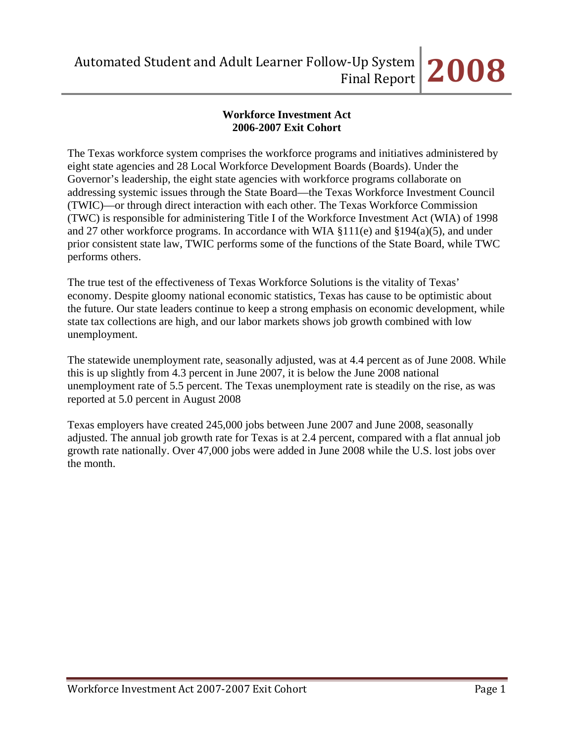## Workforce Investment Act
## 2006-2007 Exit Cohort

The Texas workforce system comprises the workforce programs and initiatives administered by eight state agencies and 28 Local Workforce Development Boards (Boards). Under the Governor's leadership, the eight state agencies with workforce programs collaborate on addressing systemic issues through the State Board—the Texas Workforce Investment Council (TWIC)—or through direct interaction with each other. The Texas Workforce Commission (TWC) is responsible for administering Title I of the Workforce Investment Act (WIA) of 1998 and 27 other workforce programs. In accordance with WIA §111(e) and §194(a)(5), and under prior consistent state law, TWIC performs some of the functions of the State Board, while TWC performs others.

The true test of the effectiveness of Texas Workforce Solutions is the vitality of Texas' economy. Despite gloomy national economic statistics, Texas has cause to be optimistic about the future. Our state leaders continue to keep a strong emphasis on economic development, while state tax collections are high, and our labor markets shows job growth combined with low unemployment.

The statewide unemployment rate, seasonally adjusted, was at 4.4 percent as of June 2008. While this is up slightly from 4.3 percent in June 2007, it is below the June 2008 national unemployment rate of 5.5 percent. The Texas unemployment rate is steadily on the rise, as was reported at 5.0 percent in August 2008

Texas employers have created 245,000 jobs between June 2007 and June 2008, seasonally adjusted. The annual job growth rate for Texas is at 2.4 percent, compared with a flat annual job growth rate nationally. Over 47,000 jobs were added in June 2008 while the U.S. lost jobs over the month.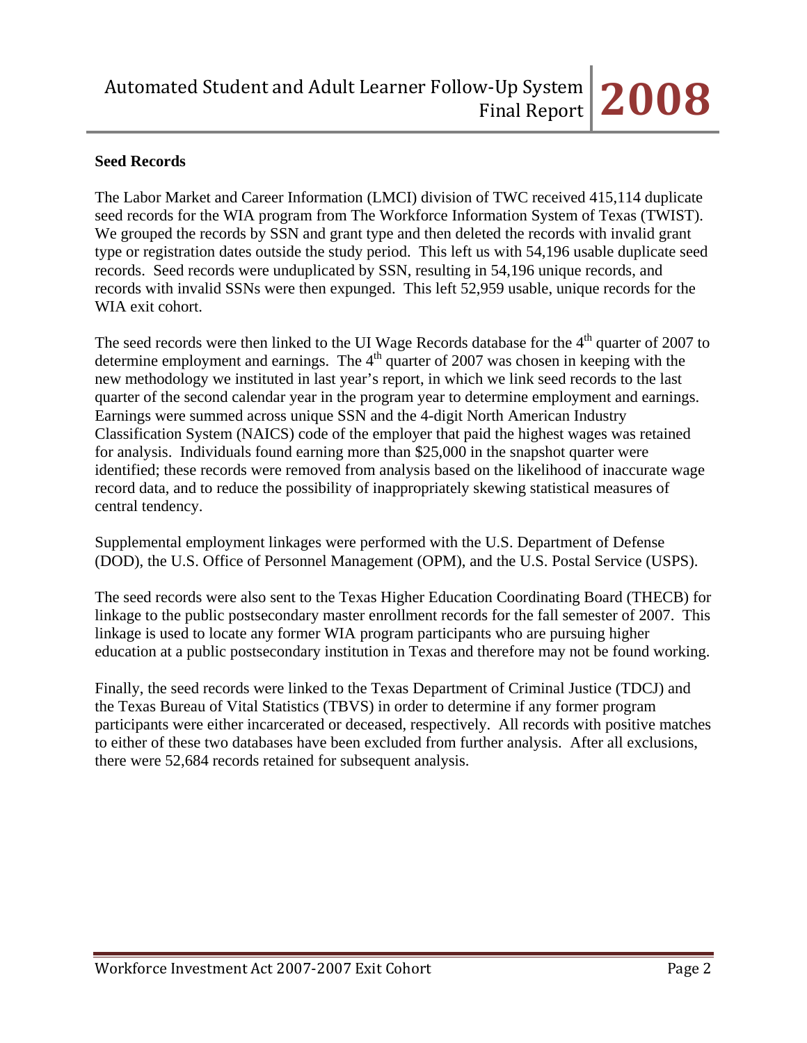**Seed Records**

The Labor Market and Career Information (LMCI) division of TWC received 415,114 duplicate seed records for the WIA program from The Workforce Information System of Texas (TWIST). We grouped the records by SSN and grant type and then deleted the records with invalid grant type or registration dates outside the study period. This left us with 54,196 usable duplicate seed records. Seed records were unduplicated by SSN, resulting in 54,196 unique records, and records with invalid SSNs were then expunged. This left 52,959 usable, unique records for the WIA exit cohort.

The seed records were then linked to the UI Wage Records database for the 4th quarter of 2007 to determine employment and earnings. The 4th quarter of 2007 was chosen in keeping with the new methodology we instituted in last year's report, in which we link seed records to the last quarter of the second calendar year in the program year to determine employment and earnings. Earnings were summed across unique SSN and the 4-digit North American Industry Classification System (NAICS) code of the employer that paid the highest wages was retained for analysis. Individuals found earning more than $25,000 in the snapshot quarter were identified; these records were removed from analysis based on the likelihood of inaccurate wage record data, and to reduce the possibility of inappropriately skewing statistical measures of central tendency.

Supplemental employment linkages were performed with the U.S. Department of Defense (DOD), the U.S. Office of Personnel Management (OPM), and the U.S. Postal Service (USPS).

The seed records were also sent to the Texas Higher Education Coordinating Board (THECB) for linkage to the public postsecondary master enrollment records for the fall semester of 2007. This linkage is used to locate any former WIA program participants who are pursuing higher education at a public postsecondary institution in Texas and therefore may not be found working.

Finally, the seed records were linked to the Texas Department of Criminal Justice (TDCJ) and the Texas Bureau of Vital Statistics (TBVS) in order to determine if any former program participants were either incarcerated or deceased, respectively. All records with positive matches to either of these two databases have been excluded from further analysis. After all exclusions, there were 52,684 records retained for subsequent analysis.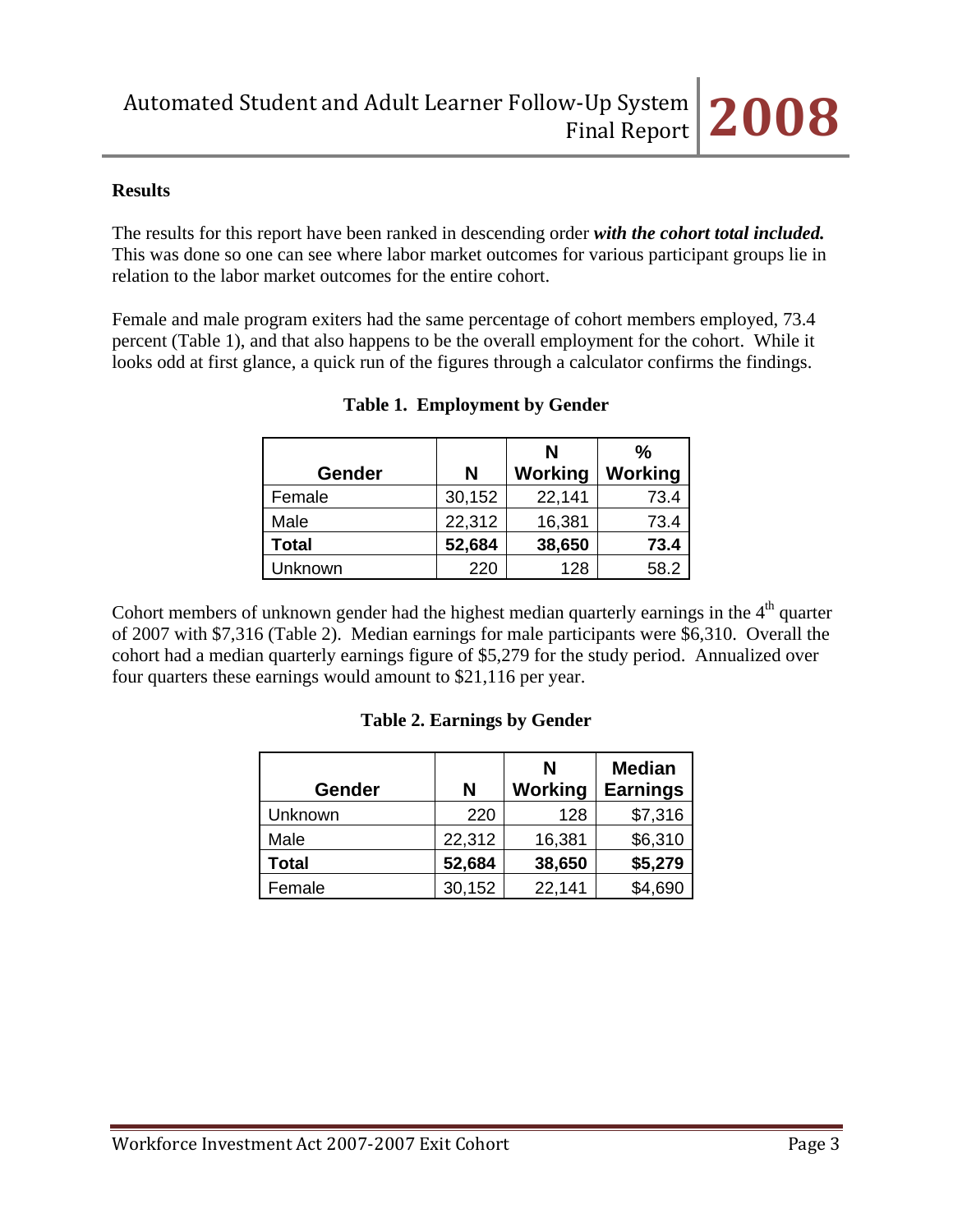**Results**

The results for this report have been ranked in descending order ***with the cohort total included.*** This was done so one can see where labor market outcomes for various participant groups lie in relation to the labor market outcomes for the entire cohort.

Female and male program exiters had the same percentage of cohort members employed, 73.4 percent (Table 1), and that also happens to be the overall employment for the cohort. While it looks odd at first glance, a quick run of the figures through a calculator confirms the findings.

**Table 1. Employment by Gender**

| Gender | N | N Working | % Working |
|---|---|---|---|
| Female | 30,152 | 22,141 | 73.4 |
| Male | 22,312 | 16,381 | 73.4 |
| **Total** | **52,684** | **38,650** | **73.4** |
| Unknown | 220 | 128 | 58.2 |

Cohort members of unknown gender had the highest median quarterly earnings in the 4th quarter of 2007 with $7,316 (Table 2). Median earnings for male participants were $6,310. Overall the cohort had a median quarterly earnings figure of $5,279 for the study period. Annualized over four quarters these earnings would amount to $21,116 per year.

**Table 2. Earnings by Gender**

| Gender | N | N Working | Median Earnings |
|---|---|---|---|
| Unknown | 220 | 128 | $7,316 |
| Male | 22,312 | 16,381 | $6,310 |
| **Total** | **52,684** | **38,650** | **$5,279** |
| Female | 30,152 | 22,141 | $4,690 |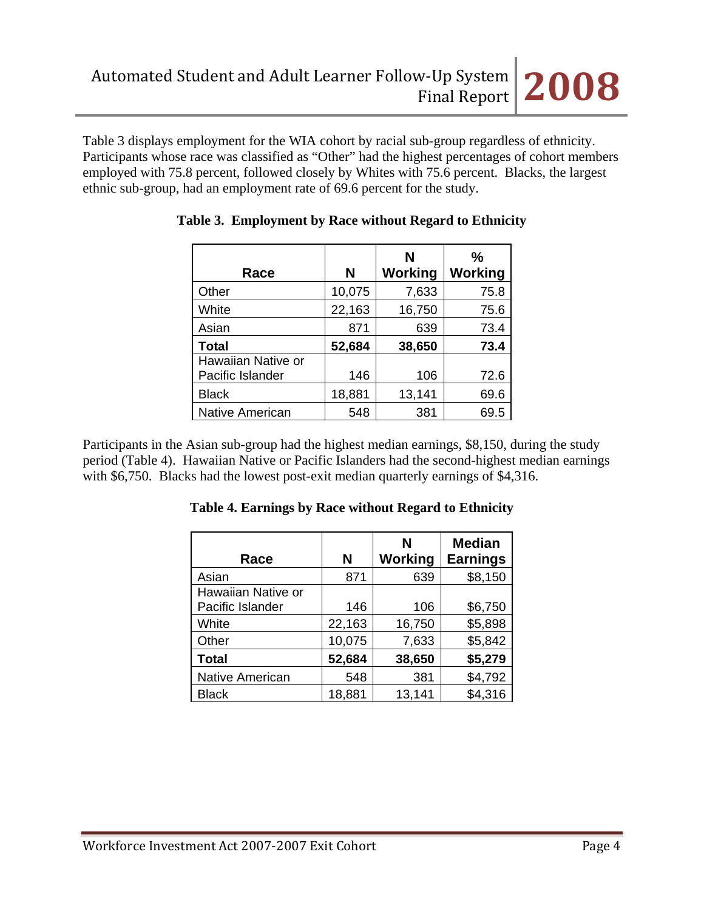Table 3 displays employment for the WIA cohort by racial sub-group regardless of ethnicity. Participants whose race was classified as "Other" had the highest percentages of cohort members employed with 75.8 percent, followed closely by Whites with 75.6 percent. Blacks, the largest ethnic sub-group, had an employment rate of 69.6 percent for the study.

**Table 3. Employment by Race without Regard to Ethnicity**

| Race | N | N Working | % Working |
|---|---|---|---|
| Other | 10,075 | 7,633 | 75.8 |
| White | 22,163 | 16,750 | 75.6 |
| Asian | 871 | 639 | 73.4 |
| **Total** | **52,684** | **38,650** | **73.4** |
| Hawaiian Native or Pacific Islander | 146 | 106 | 72.6 |
| Black | 18,881 | 13,141 | 69.6 |
| Native American | 548 | 381 | 69.5 |

Participants in the Asian sub-group had the highest median earnings, $8,150, during the study period (Table 4). Hawaiian Native or Pacific Islanders had the second-highest median earnings with $6,750. Blacks had the lowest post-exit median quarterly earnings of $4,316.

**Table 4. Earnings by Race without Regard to Ethnicity**

| Race | N | N Working | Median Earnings |
|---|---|---|---|
| Asian | 871 | 639 | $8,150 |
| Hawaiian Native or Pacific Islander | 146 | 106 | $6,750 |
| White | 22,163 | 16,750 | $5,898 |
| Other | 10,075 | 7,633 | $5,842 |
| **Total** | **52,684** | **38,650** | **$5,279** |
| Native American | 548 | 381 | $4,792 |
| Black | 18,881 | 13,141 | $4,316 |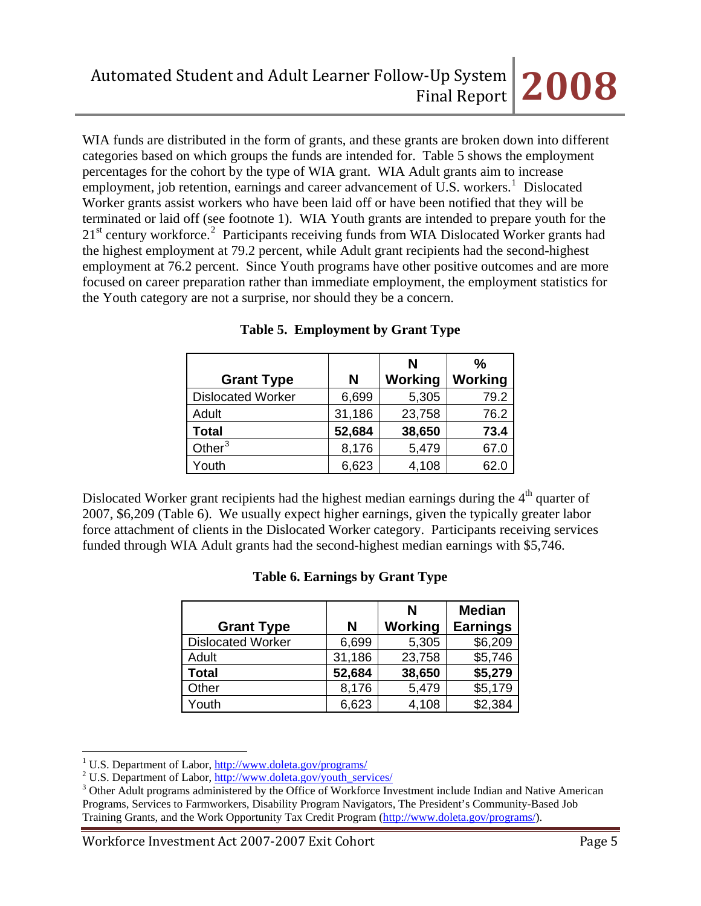WIA funds are distributed in the form of grants, and these grants are broken down into different categories based on which groups the funds are intended for. Table 5 shows the employment percentages for the cohort by the type of WIA grant. WIA Adult grants aim to increase employment, job retention, earnings and career advancement of U.S. workers.[1] Dislocated Worker grants assist workers who have been laid off or have been notified that they will be terminated or laid off (see footnote 1). WIA Youth grants are intended to prepare youth for the 21st century workforce.[2] Participants receiving funds from WIA Dislocated Worker grants had the highest employment at 79.2 percent, while Adult grant recipients had the second-highest employment at 76.2 percent. Since Youth programs have other positive outcomes and are more focused on career preparation rather than immediate employment, the employment statistics for the Youth category are not a surprise, nor should they be a concern.

**Table 5. Employment by Grant Type**

| Grant Type | N | N Working | % Working |
|---|---|---|---|
| Dislocated Worker | 6,699 | 5,305 | 79.2 |
| Adult | 31,186 | 23,758 | 76.2 |
| **Total** | **52,684** | **38,650** | **73.4** |
| Other[3] | 8,176 | 5,479 | 67.0 |
| Youth | 6,623 | 4,108 | 62.0 |

Dislocated Worker grant recipients had the highest median earnings during the 4th quarter of 2007, $6,209 (Table 6). We usually expect higher earnings, given the typically greater labor force attachment of clients in the Dislocated Worker category. Participants receiving services funded through WIA Adult grants had the second-highest median earnings with $5,746.

**Table 6. Earnings by Grant Type**

| Grant Type | N | N Working | Median Earnings |
|---|---|---|---|
| Dislocated Worker | 6,699 | 5,305 | $6,209 |
| Adult | 31,186 | 23,758 | $5,746 |
| **Total** | **52,684** | **38,650** | **$5,279** |
| Other | 8,176 | 5,479 | $5,179 |
| Youth | 6,623 | 4,108 | $2,384 |

[1] U.S. Department of Labor, http://www.doleta.gov/programs/

[2] U.S. Department of Labor, http://www.doleta.gov/youth_services/

[3] Other Adult programs administered by the Office of Workforce Investment include Indian and Native American Programs, Services to Farmworkers, Disability Program Navigators, The President's Community-Based Job Training Grants, and the Work Opportunity Tax Credit Program (http://www.doleta.gov/programs/).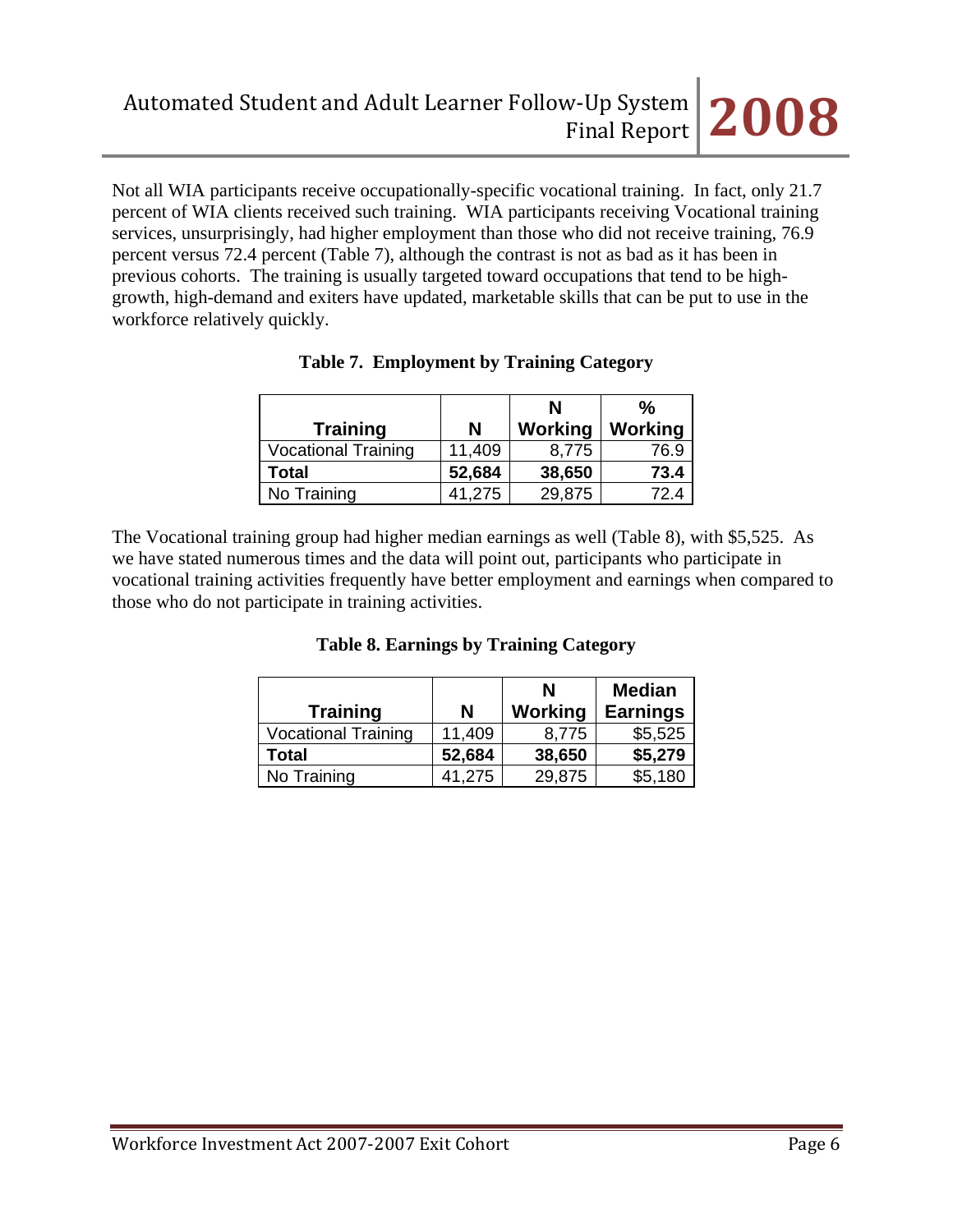Not all WIA participants receive occupationally-specific vocational training. In fact, only 21.7 percent of WIA clients received such training. WIA participants receiving Vocational training services, unsurprisingly, had higher employment than those who did not receive training, 76.9 percent versus 72.4 percent (Table 7), although the contrast is not as bad as it has been in previous cohorts. The training is usually targeted toward occupations that tend to be high-growth, high-demand and exiters have updated, marketable skills that can be put to use in the workforce relatively quickly.

**Table 7. Employment by Training Category**

| Training | N | N Working | % Working |
|---|---|---|---|
| Vocational Training | 11,409 | 8,775 | 76.9 |
| **Total** | **52,684** | **38,650** | **73.4** |
| No Training | 41,275 | 29,875 | 72.4 |

The Vocational training group had higher median earnings as well (Table 8), with $5,525. As we have stated numerous times and the data will point out, participants who participate in vocational training activities frequently have better employment and earnings when compared to those who do not participate in training activities.

**Table 8. Earnings by Training Category**

| Training | N | N Working | Median Earnings |
|---|---|---|---|
| Vocational Training | 11,409 | 8,775 | $5,525 |
| **Total** | **52,684** | **38,650** | **$5,279** |
| No Training | 41,275 | 29,875 | $5,180 |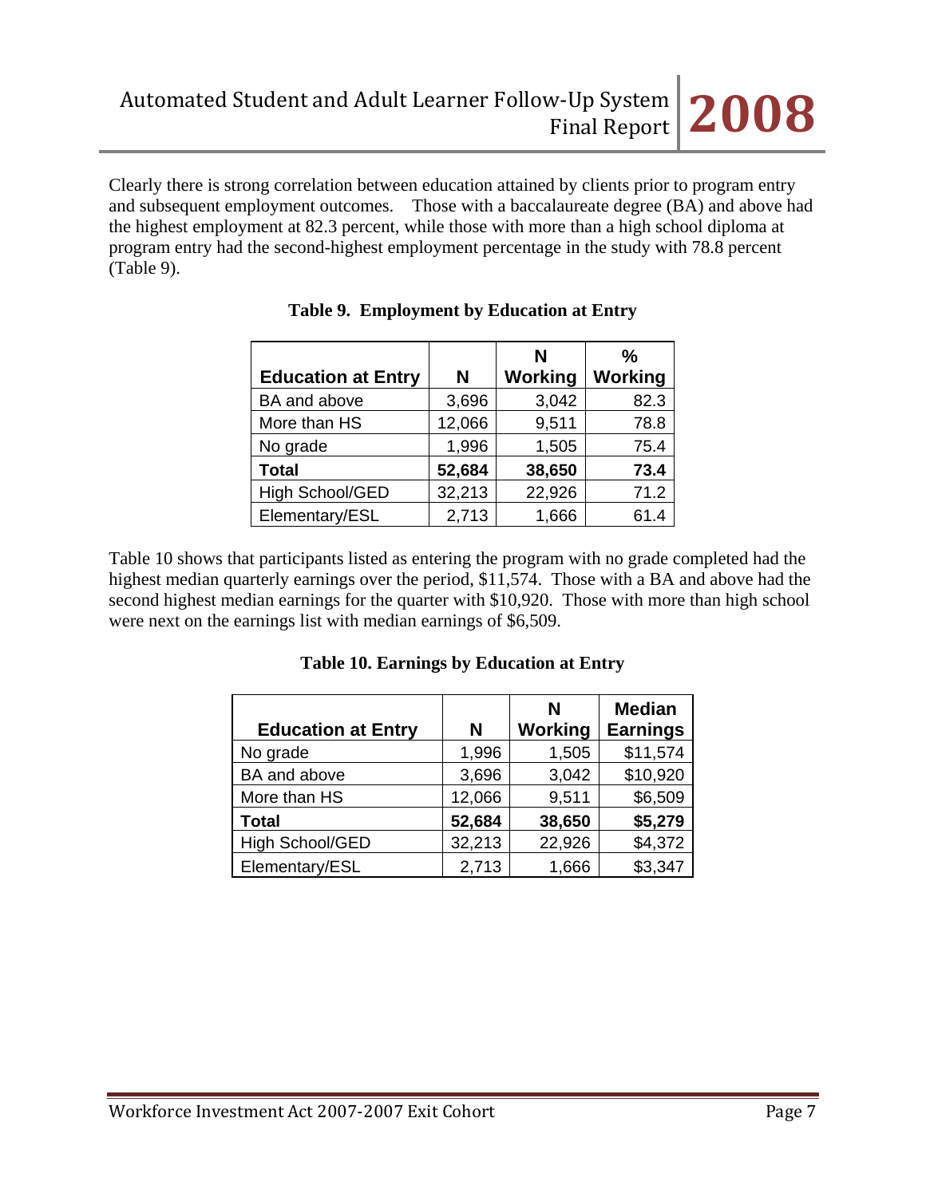Clearly there is strong correlation between education attained by clients prior to program entry and subsequent employment outcomes. Those with a baccalaureate degree (BA) and above had the highest employment at 82.3 percent, while those with more than a high school diploma at program entry had the second-highest employment percentage in the study with 78.8 percent (Table 9).

**Table 9. Employment by Education at Entry**

| Education at Entry | N | N Working | % Working |
|---|---|---|---|
| BA and above | 3,696 | 3,042 | 82.3 |
| More than HS | 12,066 | 9,511 | 78.8 |
| No grade | 1,996 | 1,505 | 75.4 |
| **Total** | **52,684** | **38,650** | **73.4** |
| High School/GED | 32,213 | 22,926 | 71.2 |
| Elementary/ESL | 2,713 | 1,666 | 61.4 |

Table 10 shows that participants listed as entering the program with no grade completed had the highest median quarterly earnings over the period, $11,574. Those with a BA and above had the second highest median earnings for the quarter with $10,920. Those with more than high school were next on the earnings list with median earnings of $6,509.

**Table 10. Earnings by Education at Entry**

| Education at Entry | N | N Working | Median Earnings |
|---|---|---|---|
| No grade | 1,996 | 1,505 | $11,574 |
| BA and above | 3,696 | 3,042 | $10,920 |
| More than HS | 12,066 | 9,511 | $6,509 |
| **Total** | **52,684** | **38,650** | **$5,279** |
| High School/GED | 32,213 | 22,926 | $4,372 |
| Elementary/ESL | 2,713 | 1,666 | $3,347 |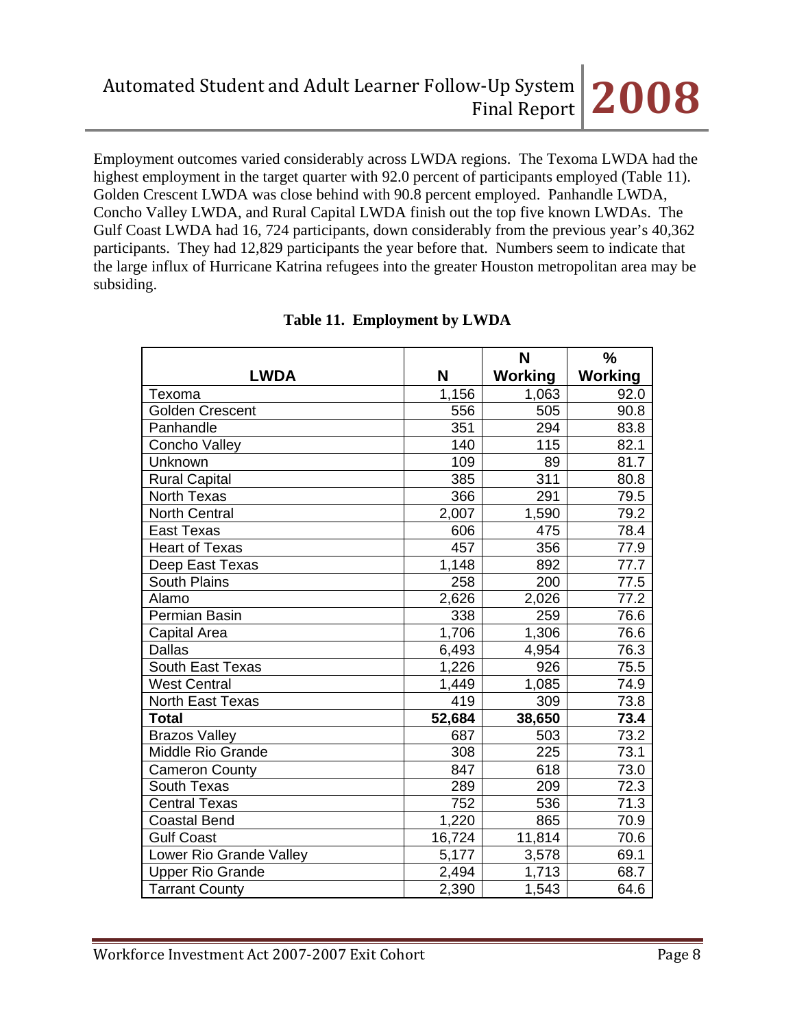Employment outcomes varied considerably across LWDA regions. The Texoma LWDA had the highest employment in the target quarter with 92.0 percent of participants employed (Table 11). Golden Crescent LWDA was close behind with 90.8 percent employed. Panhandle LWDA, Concho Valley LWDA, and Rural Capital LWDA finish out the top five known LWDAs. The Gulf Coast LWDA had 16, 724 participants, down considerably from the previous year's 40,362 participants. They had 12,829 participants the year before that. Numbers seem to indicate that the large influx of Hurricane Katrina refugees into the greater Houston metropolitan area may be subsiding.

**Table 11. Employment by LWDA**

| LWDA | N | N Working | % Working |
|---|---|---|---|
| Texoma | 1,156 | 1,063 | 92.0 |
| Golden Crescent | 556 | 505 | 90.8 |
| Panhandle | 351 | 294 | 83.8 |
| Concho Valley | 140 | 115 | 82.1 |
| Unknown | 109 | 89 | 81.7 |
| Rural Capital | 385 | 311 | 80.8 |
| North Texas | 366 | 291 | 79.5 |
| North Central | 2,007 | 1,590 | 79.2 |
| East Texas | 606 | 475 | 78.4 |
| Heart of Texas | 457 | 356 | 77.9 |
| Deep East Texas | 1,148 | 892 | 77.7 |
| South Plains | 258 | 200 | 77.5 |
| Alamo | 2,626 | 2,026 | 77.2 |
| Permian Basin | 338 | 259 | 76.6 |
| Capital Area | 1,706 | 1,306 | 76.6 |
| Dallas | 6,493 | 4,954 | 76.3 |
| South East Texas | 1,226 | 926 | 75.5 |
| West Central | 1,449 | 1,085 | 74.9 |
| North East Texas | 419 | 309 | 73.8 |
| **Total** | **52,684** | **38,650** | **73.4** |
| Brazos Valley | 687 | 503 | 73.2 |
| Middle Rio Grande | 308 | 225 | 73.1 |
| Cameron County | 847 | 618 | 73.0 |
| South Texas | 289 | 209 | 72.3 |
| Central Texas | 752 | 536 | 71.3 |
| Coastal Bend | 1,220 | 865 | 70.9 |
| Gulf Coast | 16,724 | 11,814 | 70.6 |
| Lower Rio Grande Valley | 5,177 | 3,578 | 69.1 |
| Upper Rio Grande | 2,494 | 1,713 | 68.7 |
| Tarrant County | 2,390 | 1,543 | 64.6 |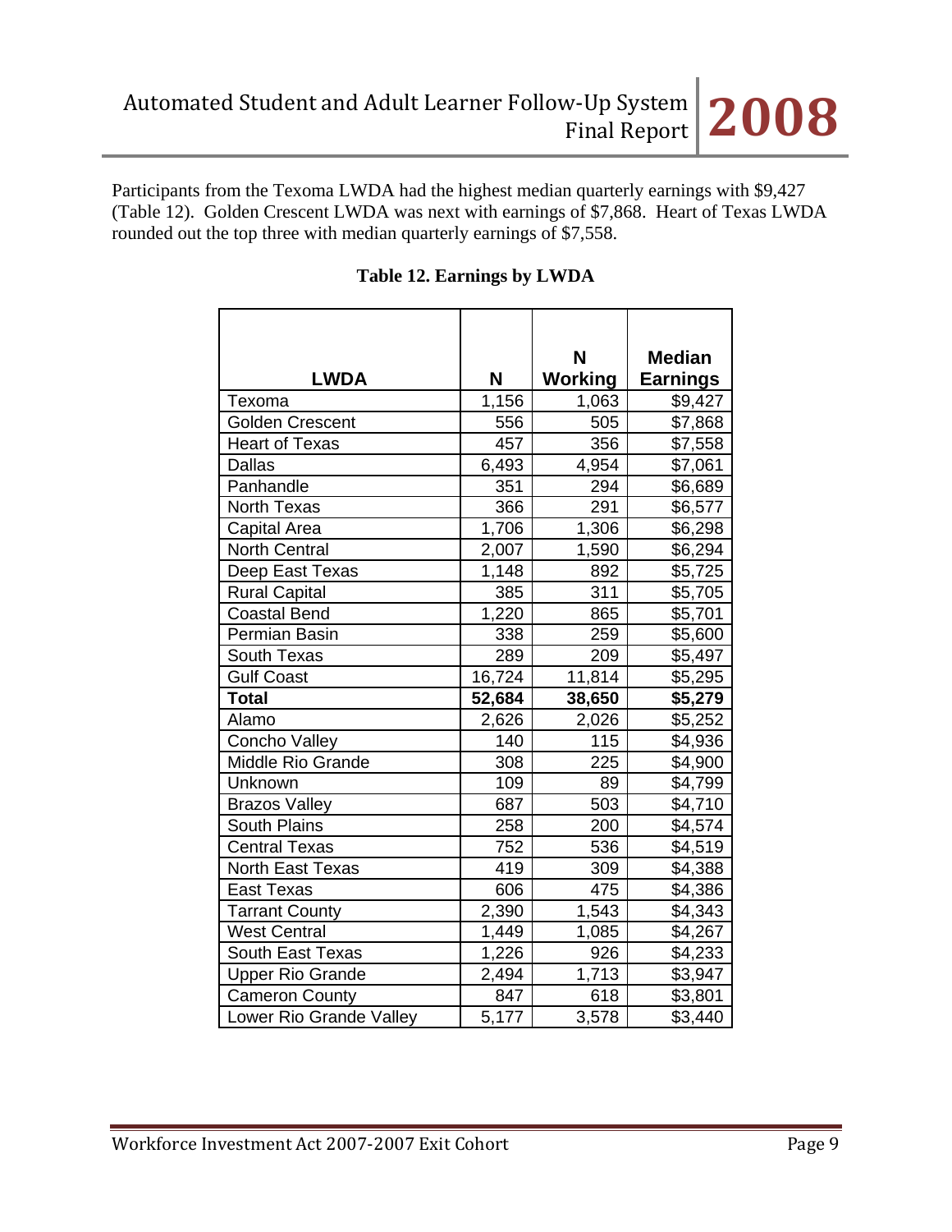Participants from the Texoma LWDA had the highest median quarterly earnings with $9,427 (Table 12). Golden Crescent LWDA was next with earnings of $7,868. Heart of Texas LWDA rounded out the top three with median quarterly earnings of $7,558.

**Table 12. Earnings by LWDA**

| LWDA | N | N Working | Median Earnings |
|---|---|---|---|
| Texoma | 1,156 | 1,063 | $9,427 |
| Golden Crescent | 556 | 505 | $7,868 |
| Heart of Texas | 457 | 356 | $7,558 |
| Dallas | 6,493 | 4,954 | $7,061 |
| Panhandle | 351 | 294 | $6,689 |
| North Texas | 366 | 291 | $6,577 |
| Capital Area | 1,706 | 1,306 | $6,298 |
| North Central | 2,007 | 1,590 | $6,294 |
| Deep East Texas | 1,148 | 892 | $5,725 |
| Rural Capital | 385 | 311 | $5,705 |
| Coastal Bend | 1,220 | 865 | $5,701 |
| Permian Basin | 338 | 259 | $5,600 |
| South Texas | 289 | 209 | $5,497 |
| Gulf Coast | 16,724 | 11,814 | $5,295 |
| **Total** | **52,684** | **38,650** | **$5,279** |
| Alamo | 2,626 | 2,026 | $5,252 |
| Concho Valley | 140 | 115 | $4,936 |
| Middle Rio Grande | 308 | 225 | $4,900 |
| Unknown | 109 | 89 | $4,799 |
| Brazos Valley | 687 | 503 | $4,710 |
| South Plains | 258 | 200 | $4,574 |
| Central Texas | 752 | 536 | $4,519 |
| North East Texas | 419 | 309 | $4,388 |
| East Texas | 606 | 475 | $4,386 |
| Tarrant County | 2,390 | 1,543 | $4,343 |
| West Central | 1,449 | 1,085 | $4,267 |
| South East Texas | 1,226 | 926 | $4,233 |
| Upper Rio Grande | 2,494 | 1,713 | $3,947 |
| Cameron County | 847 | 618 | $3,801 |
| Lower Rio Grande Valley | 5,177 | 3,578 | $3,440 |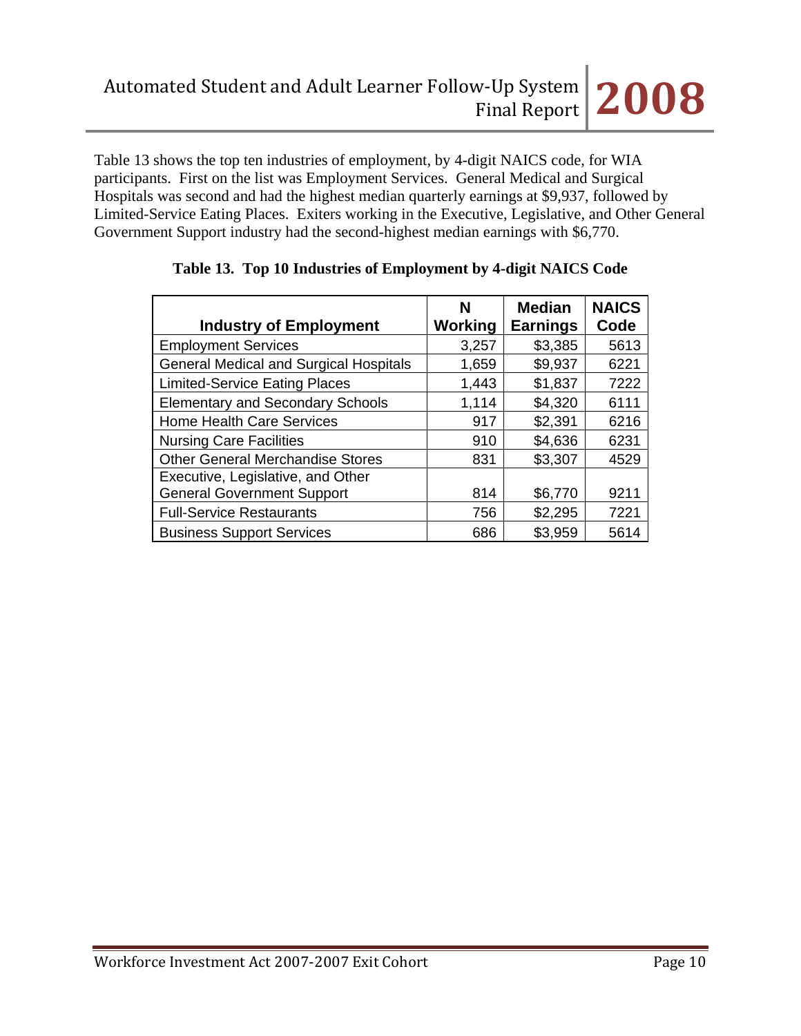Table 13 shows the top ten industries of employment, by 4-digit NAICS code, for WIA participants. First on the list was Employment Services. General Medical and Surgical Hospitals was second and had the highest median quarterly earnings at $9,937, followed by Limited-Service Eating Places. Exiters working in the Executive, Legislative, and Other General Government Support industry had the second-highest median earnings with $6,770.

**Table 13. Top 10 Industries of Employment by 4-digit NAICS Code**

| Industry of Employment | N Working | Median Earnings | NAICS Code |
|---|---|---|---|
| Employment Services | 3,257 | $3,385 | 5613 |
| General Medical and Surgical Hospitals | 1,659 | $9,937 | 6221 |
| Limited-Service Eating Places | 1,443 | $1,837 | 7222 |
| Elementary and Secondary Schools | 1,114 | $4,320 | 6111 |
| Home Health Care Services | 917 | $2,391 | 6216 |
| Nursing Care Facilities | 910 | $4,636 | 6231 |
| Other General Merchandise Stores | 831 | $3,307 | 4529 |
| Executive, Legislative, and Other General Government Support | 814 | $6,770 | 9211 |
| Full-Service Restaurants | 756 | $2,295 | 7221 |
| Business Support Services | 686 | $3,959 | 5614 |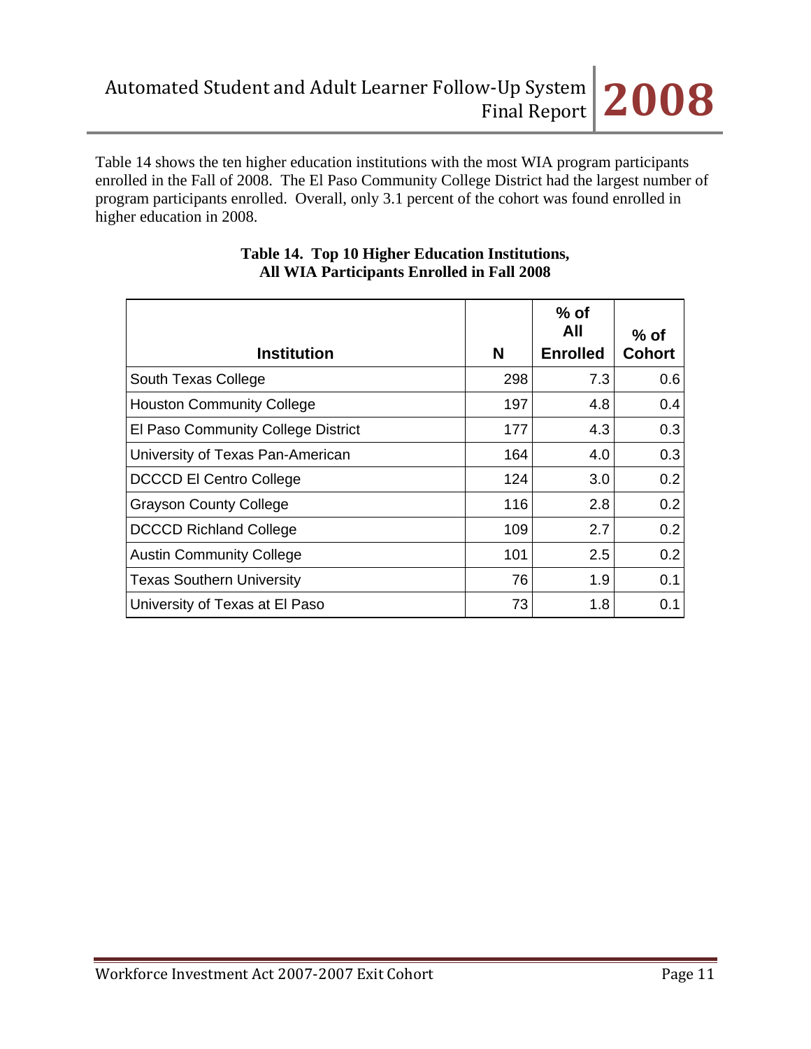Table 14 shows the ten higher education institutions with the most WIA program participants enrolled in the Fall of 2008. The El Paso Community College District had the largest number of program participants enrolled. Overall, only 3.1 percent of the cohort was found enrolled in higher education in 2008.

**Table 14. Top 10 Higher Education Institutions, All WIA Participants Enrolled in Fall 2008**

| Institution | N | % of All Enrolled | % of Cohort |
|---|---|---|---|
| South Texas College | 298 | 7.3 | 0.6 |
| Houston Community College | 197 | 4.8 | 0.4 |
| El Paso Community College District | 177 | 4.3 | 0.3 |
| University of Texas Pan-American | 164 | 4.0 | 0.3 |
| DCCCD El Centro College | 124 | 3.0 | 0.2 |
| Grayson County College | 116 | 2.8 | 0.2 |
| DCCCD Richland College | 109 | 2.7 | 0.2 |
| Austin Community College | 101 | 2.5 | 0.2 |
| Texas Southern University | 76 | 1.9 | 0.1 |
| University of Texas at El Paso | 73 | 1.8 | 0.1 |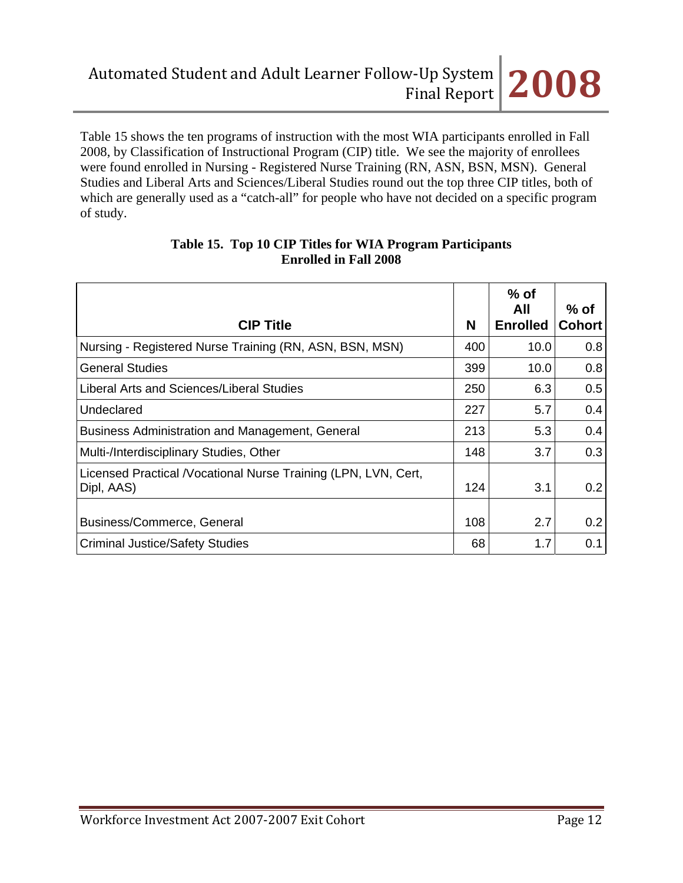Table 15 shows the ten programs of instruction with the most WIA participants enrolled in Fall 2008, by Classification of Instructional Program (CIP) title. We see the majority of enrollees were found enrolled in Nursing - Registered Nurse Training (RN, ASN, BSN, MSN). General Studies and Liberal Arts and Sciences/Liberal Studies round out the top three CIP titles, both of which are generally used as a "catch-all" for people who have not decided on a specific program of study.

**Table 15. Top 10 CIP Titles for WIA Program Participants Enrolled in Fall 2008**

| CIP Title | N | % of All Enrolled | % of Cohort |
|---|---|---|---|
| Nursing - Registered Nurse Training (RN, ASN, BSN, MSN) | 400 | 10.0 | 0.8 |
| General Studies | 399 | 10.0 | 0.8 |
| Liberal Arts and Sciences/Liberal Studies | 250 | 6.3 | 0.5 |
| Undeclared | 227 | 5.7 | 0.4 |
| Business Administration and Management, General | 213 | 5.3 | 0.4 |
| Multi-/Interdisciplinary Studies, Other | 148 | 3.7 | 0.3 |
| Licensed Practical /Vocational Nurse Training (LPN, LVN, Cert, Dipl, AAS) | 124 | 3.1 | 0.2 |
| Business/Commerce, General | 108 | 2.7 | 0.2 |
| Criminal Justice/Safety Studies | 68 | 1.7 | 0.1 |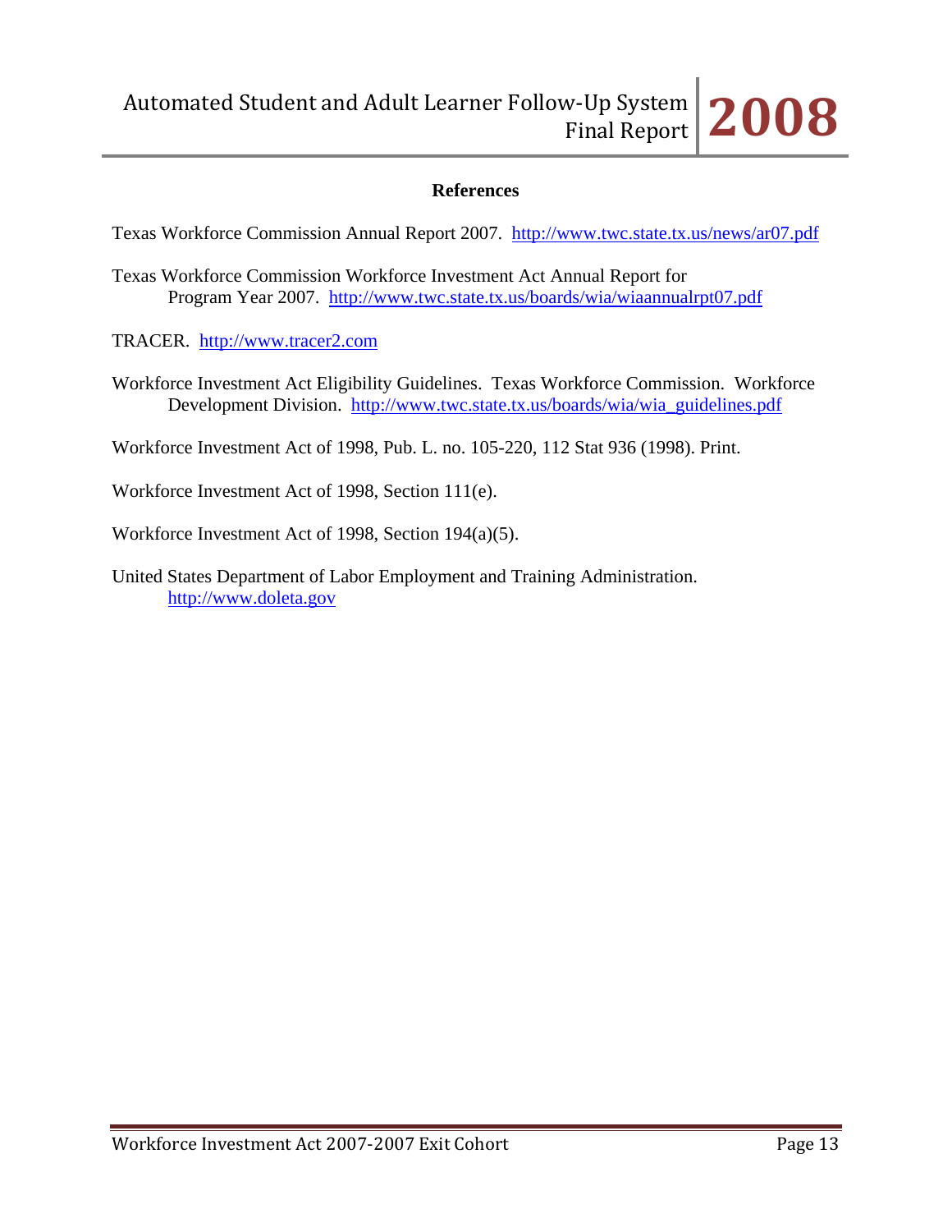## References

Texas Workforce Commission Annual Report 2007. http://www.twc.state.tx.us/news/ar07.pdf

Texas Workforce Commission Workforce Investment Act Annual Report for Program Year 2007. http://www.twc.state.tx.us/boards/wia/wiaannualrpt07.pdf

TRACER. http://www.tracer2.com

Workforce Investment Act Eligibility Guidelines. Texas Workforce Commission. Workforce Development Division. http://www.twc.state.tx.us/boards/wia/wia_guidelines.pdf

Workforce Investment Act of 1998, Pub. L. no. 105-220, 112 Stat 936 (1998). Print.

Workforce Investment Act of 1998, Section 111(e).

Workforce Investment Act of 1998, Section 194(a)(5).

United States Department of Labor Employment and Training Administration. http://www.doleta.gov